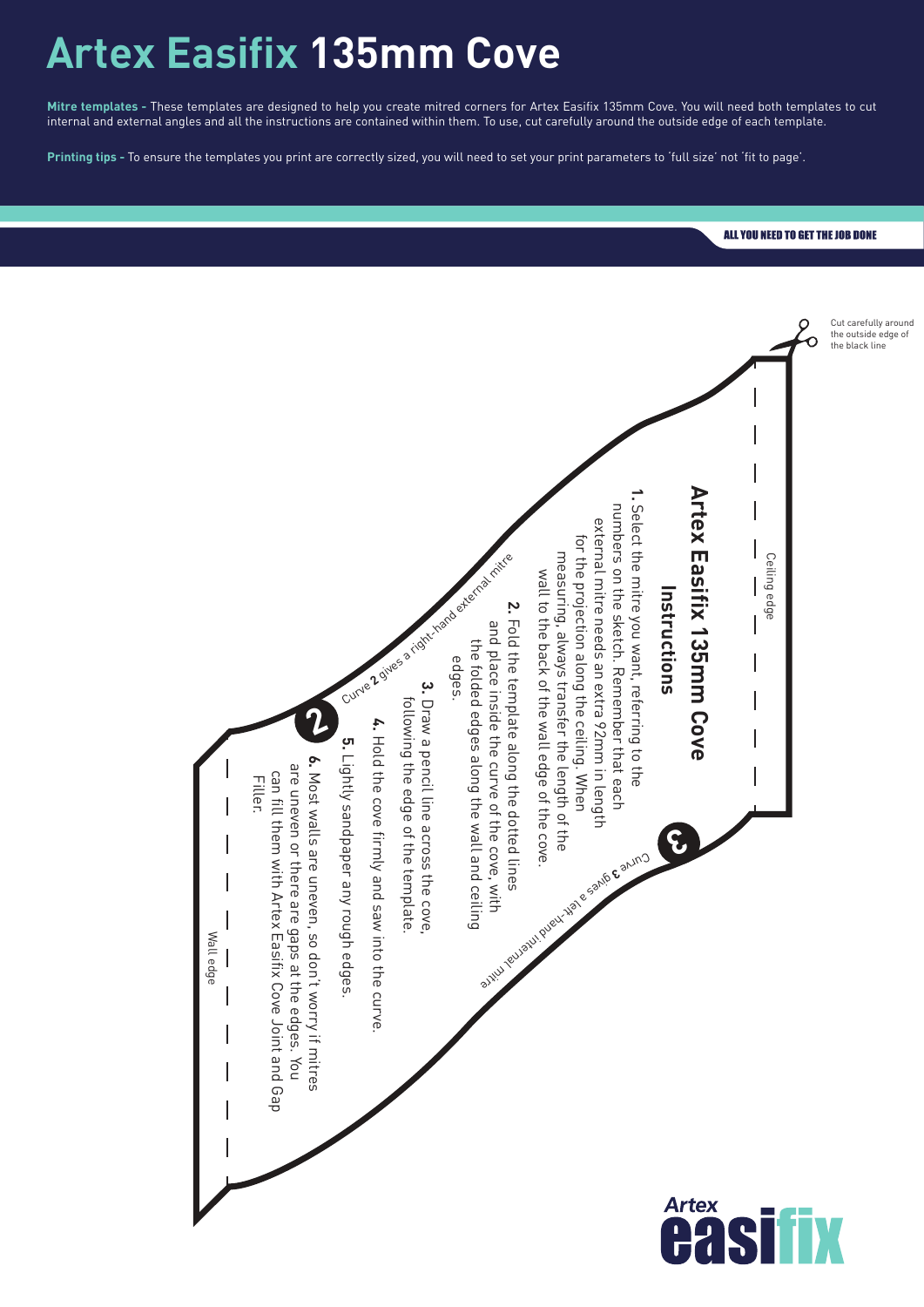# Artex Easifix 135mm Cove

**Mitre templates -** These templates are designed to help you create mitred corners for Artex Easifix 135mm Cove. You will need both templates to cut internal and external angles and all the instructions are contained within them. To use, cut carefully around the outside edge of each template.

**Printing tips -** To ensure the templates you print are correctly sized, you will need to set your print parameters to 'full size' not 'fit to page'.

ALL YOU NEED TO GET THE JOB DONE

Cut carefully around the outside edge of the black line

Ceiling edge

## Artex Easifix 135mm Cove

### Instructions

**1.** Select the mitre you want, referring to the numbers on the sketch. Remember that each external mitre needs an extra 92mm in length for the projection along the ceiling. When measuring, always transfer the length of the wall to the back of the wall edge of the cove.

**2.** Fold the template along the dotted lines and place inside the curve of the cove, with the folded edges along the wall and ceiling edges.

**3.** Draw a pencil line across the cove, following the edge of the template.

**4.** Hold the cove firmly and saw into the curve.

**5.** Lightly sandpaper any rough edges.

**6.** Most walls are uneven, so don't worry if mitres are uneven or there are gaps at the edges. You can fill them with Artex Easifix Cove Joint and Gap Filler.

2 — Curve **2** gives a right-hand external mitre

3 — Curve **3** gives a left-hand internal mitre

Wall edge

Artex easifix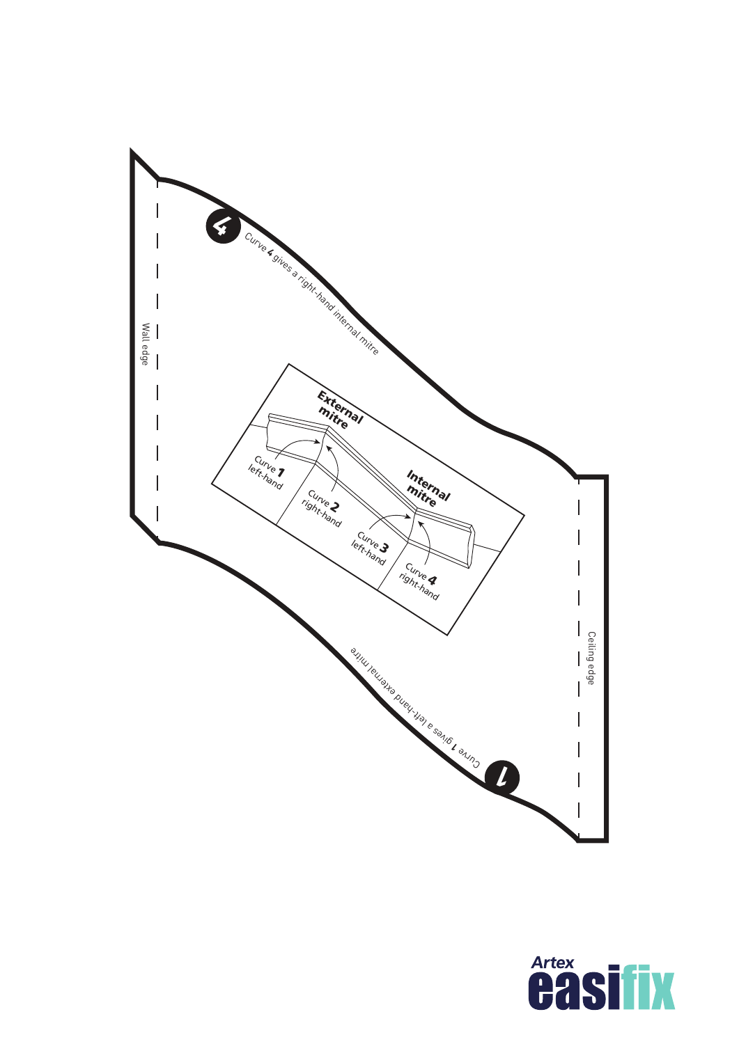Curve 4 gives a right-hand internal mitre

Wall edge

External mitre

Internal mitre

Curve 1 left-hand

Curve 2 right-hand

Curve 3 left-hand

Curve 4 right-hand

Ceiling edge

Curve 1 gives a left-hand external mitre

4

1

Artex easifix